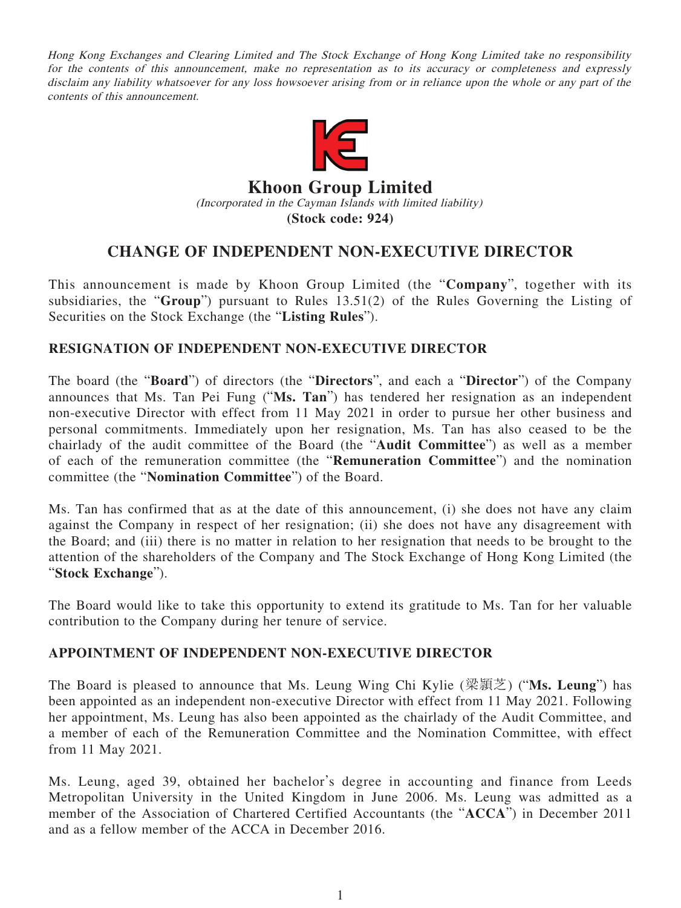*Hong Kong Exchanges and Clearing Limited and The Stock Exchange of Hong Kong Limited take no responsibility for the contents of this announcement, make no representation as to its accuracy or completeness and expressly disclaim any liability whatsoever for any loss howsoever arising from or in reliance upon the whole or any part of the contents of this announcement.*

# Khoon Group Limited

*(Incorporated in the Cayman Islands with limited liability)*

**(Stock code: 924)**

## CHANGE OF INDEPENDENT NON-EXECUTIVE DIRECTOR

This announcement is made by Khoon Group Limited (the "**Company**", together with its subsidiaries, the "**Group**") pursuant to Rules 13.51(2) of the Rules Governing the Listing of Securities on the Stock Exchange (the "**Listing Rules**").

### RESIGNATION OF INDEPENDENT NON-EXECUTIVE DIRECTOR

The board (the "**Board**") of directors (the "**Directors**", and each a "**Director**") of the Company announces that Ms. Tan Pei Fung ("**Ms. Tan**") has tendered her resignation as an independent non-executive Director with effect from 11 May 2021 in order to pursue her other business and personal commitments. Immediately upon her resignation, Ms. Tan has also ceased to be the chairlady of the audit committee of the Board (the "**Audit Committee**") as well as a member of each of the remuneration committee (the "**Remuneration Committee**") and the nomination committee (the "**Nomination Committee**") of the Board.

Ms. Tan has confirmed that as at the date of this announcement, (i) she does not have any claim against the Company in respect of her resignation; (ii) she does not have any disagreement with the Board; and (iii) there is no matter in relation to her resignation that needs to be brought to the attention of the shareholders of the Company and The Stock Exchange of Hong Kong Limited (the "**Stock Exchange**").

The Board would like to take this opportunity to extend its gratitude to Ms. Tan for her valuable contribution to the Company during her tenure of service.

### APPOINTMENT OF INDEPENDENT NON-EXECUTIVE DIRECTOR

The Board is pleased to announce that Ms. Leung Wing Chi Kylie (梁穎芝) ("**Ms. Leung**") has been appointed as an independent non-executive Director with effect from 11 May 2021. Following her appointment, Ms. Leung has also been appointed as the chairlady of the Audit Committee, and a member of each of the Remuneration Committee and the Nomination Committee, with effect from 11 May 2021.

Ms. Leung, aged 39, obtained her bachelor's degree in accounting and finance from Leeds Metropolitan University in the United Kingdom in June 2006. Ms. Leung was admitted as a member of the Association of Chartered Certified Accountants (the "**ACCA**") in December 2011 and as a fellow member of the ACCA in December 2016.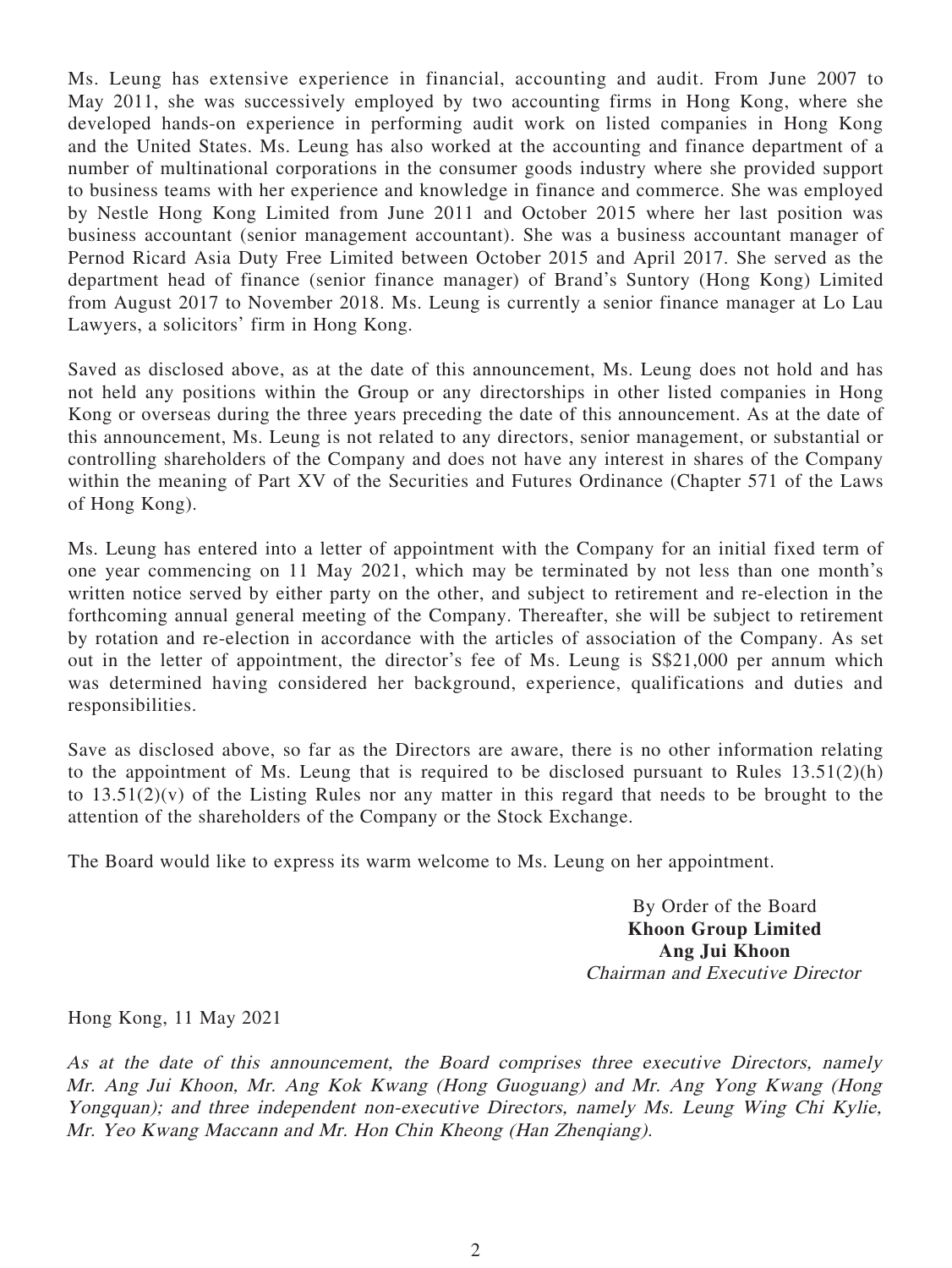Ms. Leung has extensive experience in financial, accounting and audit. From June 2007 to May 2011, she was successively employed by two accounting firms in Hong Kong, where she developed hands-on experience in performing audit work on listed companies in Hong Kong and the United States. Ms. Leung has also worked at the accounting and finance department of a number of multinational corporations in the consumer goods industry where she provided support to business teams with her experience and knowledge in finance and commerce. She was employed by Nestle Hong Kong Limited from June 2011 and October 2015 where her last position was business accountant (senior management accountant). She was a business accountant manager of Pernod Ricard Asia Duty Free Limited between October 2015 and April 2017. She served as the department head of finance (senior finance manager) of Brand's Suntory (Hong Kong) Limited from August 2017 to November 2018. Ms. Leung is currently a senior finance manager at Lo Lau Lawyers, a solicitors' firm in Hong Kong.

Saved as disclosed above, as at the date of this announcement, Ms. Leung does not hold and has not held any positions within the Group or any directorships in other listed companies in Hong Kong or overseas during the three years preceding the date of this announcement. As at the date of this announcement, Ms. Leung is not related to any directors, senior management, or substantial or controlling shareholders of the Company and does not have any interest in shares of the Company within the meaning of Part XV of the Securities and Futures Ordinance (Chapter 571 of the Laws of Hong Kong).

Ms. Leung has entered into a letter of appointment with the Company for an initial fixed term of one year commencing on 11 May 2021, which may be terminated by not less than one month's written notice served by either party on the other, and subject to retirement and re-election in the forthcoming annual general meeting of the Company. Thereafter, she will be subject to retirement by rotation and re-election in accordance with the articles of association of the Company. As set out in the letter of appointment, the director's fee of Ms. Leung is S$21,000 per annum which was determined having considered her background, experience, qualifications and duties and responsibilities.

Save as disclosed above, so far as the Directors are aware, there is no other information relating to the appointment of Ms. Leung that is required to be disclosed pursuant to Rules 13.51(2)(h) to 13.51(2)(v) of the Listing Rules nor any matter in this regard that needs to be brought to the attention of the shareholders of the Company or the Stock Exchange.

The Board would like to express its warm welcome to Ms. Leung on her appointment.

By Order of the Board
**Khoon Group Limited**
**Ang Jui Khoon**
*Chairman and Executive Director*

Hong Kong, 11 May 2021

*As at the date of this announcement, the Board comprises three executive Directors, namely Mr. Ang Jui Khoon, Mr. Ang Kok Kwang (Hong Guoguang) and Mr. Ang Yong Kwang (Hong Yongquan); and three independent non-executive Directors, namely Ms. Leung Wing Chi Kylie, Mr. Yeo Kwang Maccann and Mr. Hon Chin Kheong (Han Zhenqiang).*